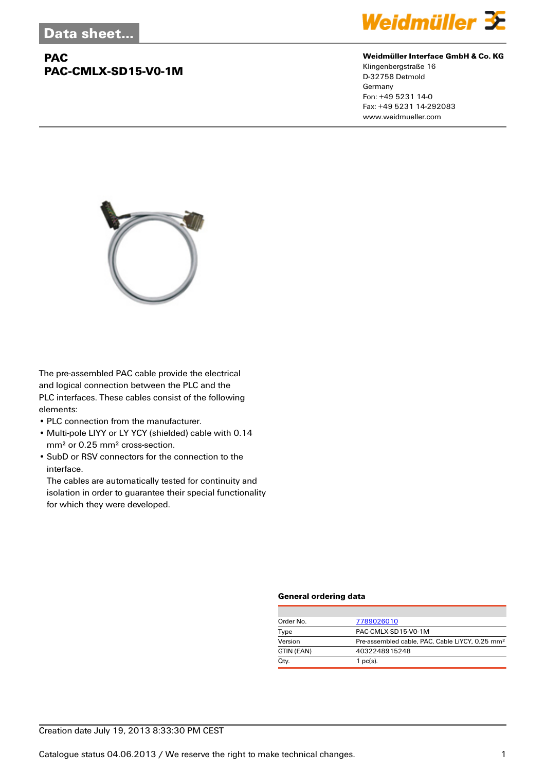Data sheet...

# PAC
# PAC-CMLX-SD15-V0-1M

**Weidmüller Interface GmbH & Co. KG**
Klingenbergstraße 16
D-32758 Detmold
Germany
Fon: +49 5231 14-0
Fax: +49 5231 14-292083
www.weidmueller.com

The pre-assembled PAC cable provide the electrical and logical connection between the PLC and the PLC interfaces. These cables consist of the following elements:

- PLC connection from the manufacturer.
- Multi-pole LIYY or LY YCY (shielded) cable with 0.14 mm² or 0.25 mm² cross-section.
- SubD or RSV connectors for the connection to the interface.
  The cables are automatically tested for continuity and isolation in order to guarantee their special functionality for which they were developed.

### General ordering data

| | |
|---|---|
| Order No. | 7789026010 |
| Type | PAC-CMLX-SD15-V0-1M |
| Version | Pre-assembled cable, PAC, Cable LiYCY, 0.25 mm² |
| GTIN (EAN) | 4032248915248 |
| Qty. | 1 pc(s). |

Creation date July 19, 2013 8:33:30 PM CEST

Catalogue status 04.06.2013 / We reserve the right to make technical changes.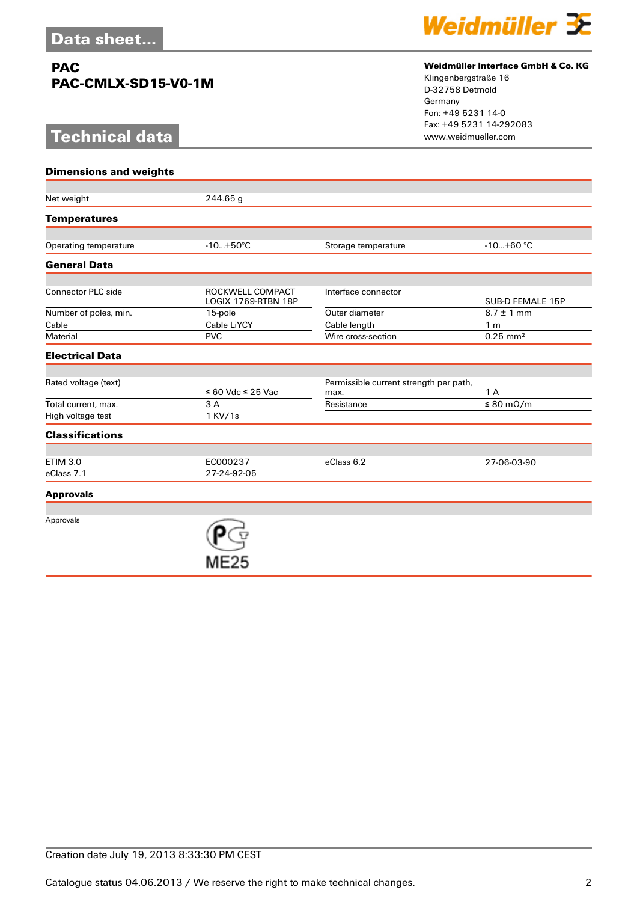# Data sheet...

**PAC**
**PAC-CMLX-SD15-V0-1M**

**Weidmüller Interface GmbH & Co. KG**
Klingenbergstraße 16
D-32758 Detmold
Germany
Fon: +49 5231 14-0
Fax: +49 5231 14-292083
www.weidmueller.com

## Technical data

### Dimensions and weights

| | | | |
|---|---|---|---|
| Net weight | 244.65 g | | |

### Temperatures

| | | | |
|---|---|---|---|
| Operating temperature | -10...+50°C | Storage temperature | -10...+60 °C |

### General Data

| | | | |
|---|---|---|---|
| Connector PLC side | ROCKWELL COMPACT LOGIX 1769-RTBN 18P | Interface connector | SUB-D FEMALE 15P |
| Number of poles, min. | 15-pole | Outer diameter | 8.7 ± 1 mm |
| Cable | Cable LiYCY | Cable length | 1 m |
| Material | PVC | Wire cross-section | 0.25 mm² |

### Electrical Data

| | | | |
|---|---|---|---|
| Rated voltage (text) | ≤ 60 Vdc ≤ 25 Vac | Permissible current strength per path, max. | 1 A |
| Total current, max. | 3 A | Resistance | ≤ 80 mΩ/m |
| High voltage test | 1 KV/1s | | |

### Classifications

| | | | |
|---|---|---|---|
| ETIM 3.0 | EC000237 | eClass 6.2 | 27-06-03-90 |
| eClass 7.1 | 27-24-92-05 | | |

### Approvals

Approvals

ME25

Creation date July 19, 2013 8:33:30 PM CEST

Catalogue status 04.06.2013 / We reserve the right to make technical changes.